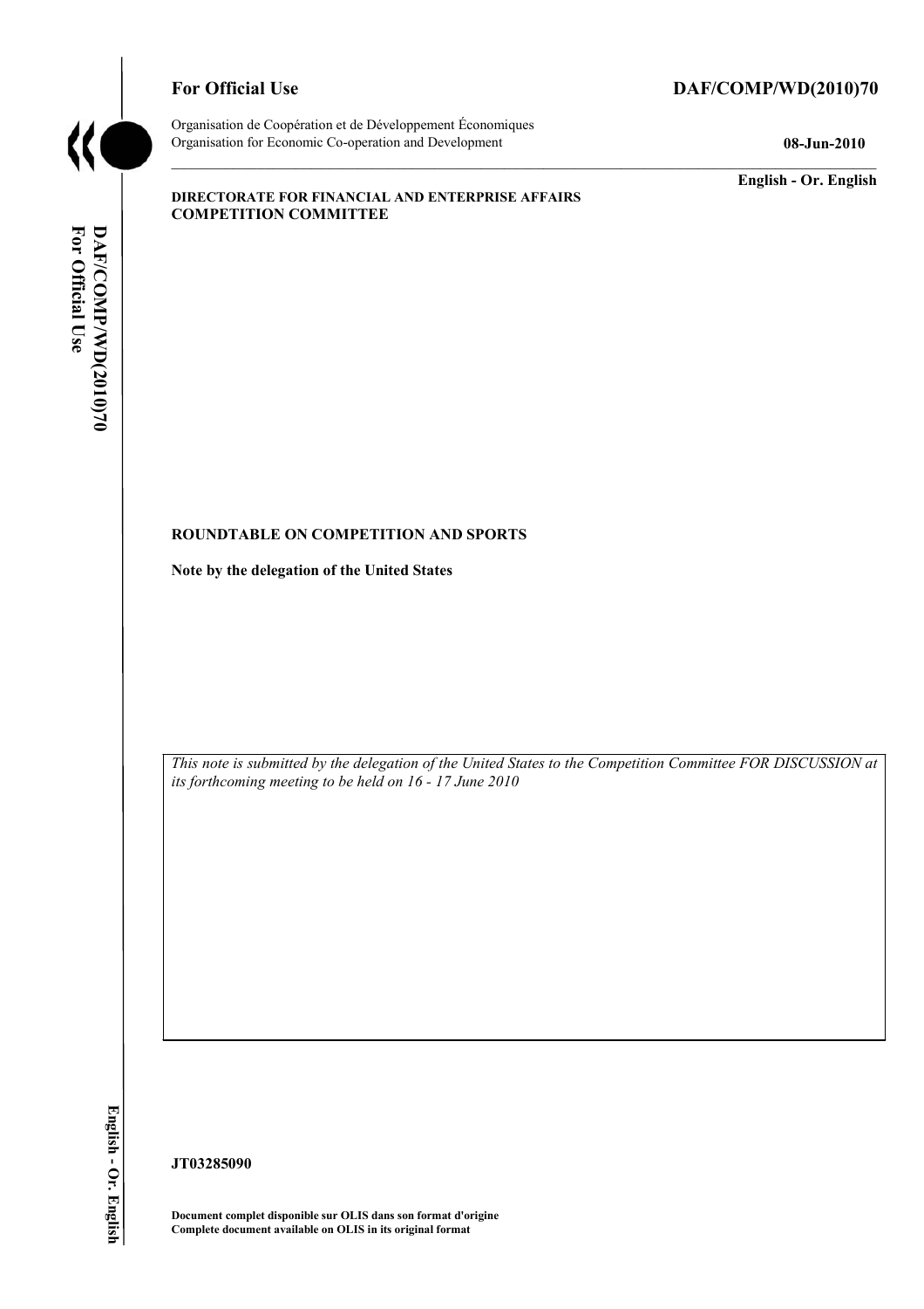**For Official Use** **DAF/COMP/WD(2010)70**

Organisation de Coopération et de Développement Économiques
Organisation for Economic Co-operation and Development **08-Jun-2010**

**English - Or. English**

**DIRECTORATE FOR FINANCIAL AND ENTERPRISE AFFAIRS**
**COMPETITION COMMITTEE**

**ROUNDTABLE ON COMPETITION AND SPORTS**

**Note by the delegation of the United States**

*This note is submitted by the delegation of the United States to the Competition Committee FOR DISCUSSION at its forthcoming meeting to be held on 16 - 17 June 2010*

**JT03285090**

**Document complet disponible sur OLIS dans son format d'origine**
**Complete document available on OLIS in its original format**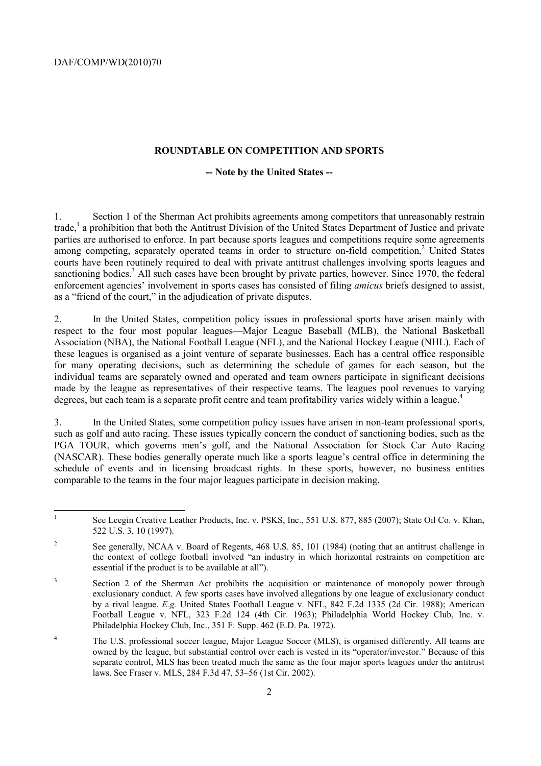## ROUNDTABLE ON COMPETITION AND SPORTS

**-- Note by the United States --**

1. Section 1 of the Sherman Act prohibits agreements among competitors that unreasonably restrain trade,[1] a prohibition that both the Antitrust Division of the United States Department of Justice and private parties are authorised to enforce. In part because sports leagues and competitions require some agreements among competing, separately operated teams in order to structure on-field competition,[2] United States courts have been routinely required to deal with private antitrust challenges involving sports leagues and sanctioning bodies.[3] All such cases have been brought by private parties, however. Since 1970, the federal enforcement agencies' involvement in sports cases has consisted of filing *amicus* briefs designed to assist, as a "friend of the court," in the adjudication of private disputes.

2. In the United States, competition policy issues in professional sports have arisen mainly with respect to the four most popular leagues—Major League Baseball (MLB), the National Basketball Association (NBA), the National Football League (NFL), and the National Hockey League (NHL). Each of these leagues is organised as a joint venture of separate businesses. Each has a central office responsible for many operating decisions, such as determining the schedule of games for each season, but the individual teams are separately owned and operated and team owners participate in significant decisions made by the league as representatives of their respective teams. The leagues pool revenues to varying degrees, but each team is a separate profit centre and team profitability varies widely within a league.[4]

3. In the United States, some competition policy issues have arisen in non-team professional sports, such as golf and auto racing. These issues typically concern the conduct of sanctioning bodies, such as the PGA TOUR, which governs men's golf, and the National Association for Stock Car Auto Racing (NASCAR). These bodies generally operate much like a sports league's central office in determining the schedule of events and in licensing broadcast rights. In these sports, however, no business entities comparable to the teams in the four major leagues participate in decision making.

---

[1] See Leegin Creative Leather Products, Inc. v. PSKS, Inc., 551 U.S. 877, 885 (2007); State Oil Co. v. Khan, 522 U.S. 3, 10 (1997).

[2] See generally, NCAA v. Board of Regents, 468 U.S. 85, 101 (1984) (noting that an antitrust challenge in the context of college football involved "an industry in which horizontal restraints on competition are essential if the product is to be available at all").

[3] Section 2 of the Sherman Act prohibits the acquisition or maintenance of monopoly power through exclusionary conduct. A few sports cases have involved allegations by one league of exclusionary conduct by a rival league. *E.g.* United States Football League v. NFL, 842 F.2d 1335 (2d Cir. 1988); American Football League v. NFL, 323 F.2d 124 (4th Cir. 1963); Philadelphia World Hockey Club, Inc. v. Philadelphia Hockey Club, Inc., 351 F. Supp. 462 (E.D. Pa. 1972).

[4] The U.S. professional soccer league, Major League Soccer (MLS), is organised differently. All teams are owned by the league, but substantial control over each is vested in its "operator/investor." Because of this separate control, MLS has been treated much the same as the four major sports leagues under the antitrust laws. See Fraser v. MLS, 284 F.3d 47, 53–56 (1st Cir. 2002).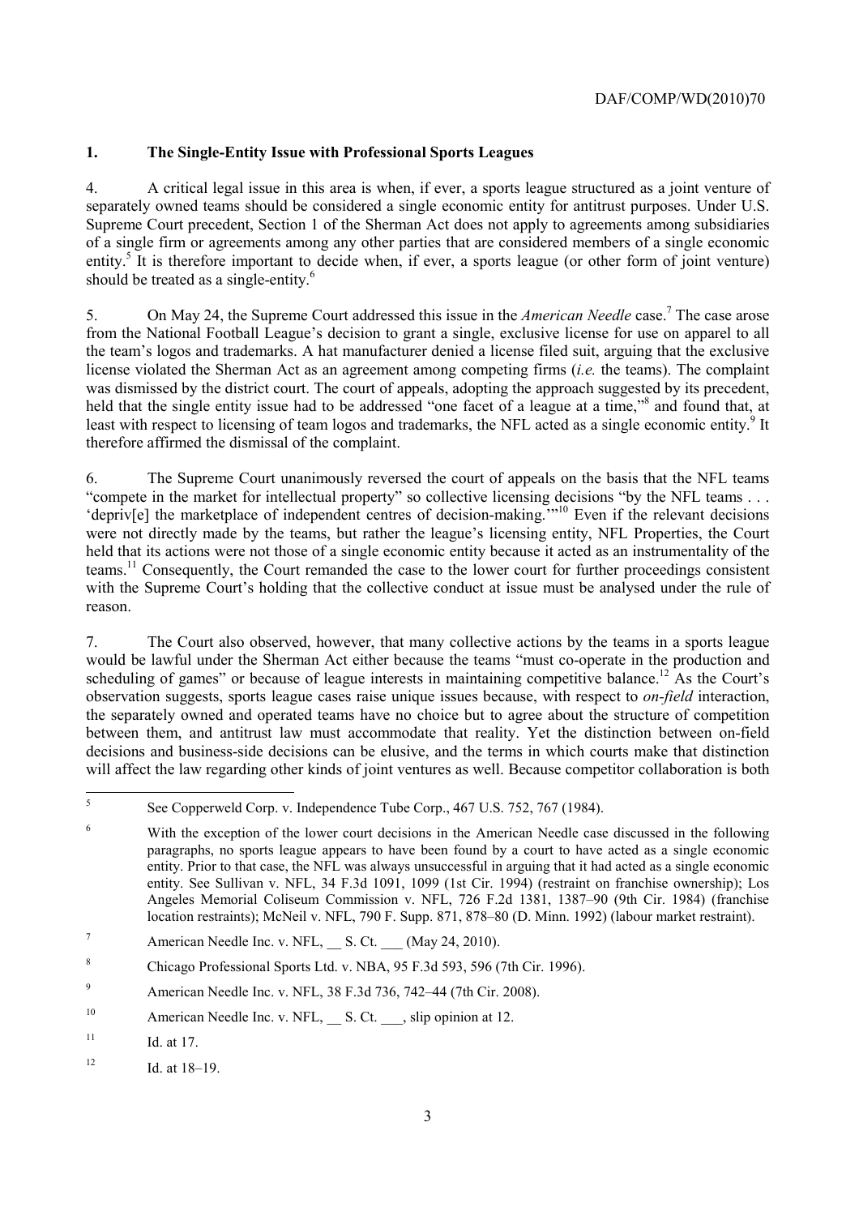## 1. The Single-Entity Issue with Professional Sports Leagues

4. A critical legal issue in this area is when, if ever, a sports league structured as a joint venture of separately owned teams should be considered a single economic entity for antitrust purposes. Under U.S. Supreme Court precedent, Section 1 of the Sherman Act does not apply to agreements among subsidiaries of a single firm or agreements among any other parties that are considered members of a single economic entity.[5] It is therefore important to decide when, if ever, a sports league (or other form of joint venture) should be treated as a single-entity.[6]

5. On May 24, the Supreme Court addressed this issue in the *American Needle* case.[7] The case arose from the National Football League's decision to grant a single, exclusive license for use on apparel to all the team's logos and trademarks. A hat manufacturer denied a license filed suit, arguing that the exclusive license violated the Sherman Act as an agreement among competing firms (*i.e.* the teams). The complaint was dismissed by the district court. The court of appeals, adopting the approach suggested by its precedent, held that the single entity issue had to be addressed "one facet of a league at a time,"[8] and found that, at least with respect to licensing of team logos and trademarks, the NFL acted as a single economic entity.[9] It therefore affirmed the dismissal of the complaint.

6. The Supreme Court unanimously reversed the court of appeals on the basis that the NFL teams "compete in the market for intellectual property" so collective licensing decisions "by the NFL teams . . . 'depriv[e] the marketplace of independent centres of decision-making.'"[10] Even if the relevant decisions were not directly made by the teams, but rather the league's licensing entity, NFL Properties, the Court held that its actions were not those of a single economic entity because it acted as an instrumentality of the teams.[11] Consequently, the Court remanded the case to the lower court for further proceedings consistent with the Supreme Court's holding that the collective conduct at issue must be analysed under the rule of reason.

7. The Court also observed, however, that many collective actions by the teams in a sports league would be lawful under the Sherman Act either because the teams "must co-operate in the production and scheduling of games" or because of league interests in maintaining competitive balance.[12] As the Court's observation suggests, sports league cases raise unique issues because, with respect to *on-field* interaction, the separately owned and operated teams have no choice but to agree about the structure of competition between them, and antitrust law must accommodate that reality. Yet the distinction between on-field decisions and business-side decisions can be elusive, and the terms in which courts make that distinction will affect the law regarding other kinds of joint ventures as well. Because competitor collaboration is both

---

[5] See Copperweld Corp. v. Independence Tube Corp., 467 U.S. 752, 767 (1984).

[6] With the exception of the lower court decisions in the American Needle case discussed in the following paragraphs, no sports league appears to have been found by a court to have acted as a single economic entity. Prior to that case, the NFL was always unsuccessful in arguing that it had acted as a single economic entity. See Sullivan v. NFL, 34 F.3d 1091, 1099 (1st Cir. 1994) (restraint on franchise ownership); Los Angeles Memorial Coliseum Commission v. NFL, 726 F.2d 1381, 1387–90 (9th Cir. 1984) (franchise location restraints); McNeil v. NFL, 790 F. Supp. 871, 878–80 (D. Minn. 1992) (labour market restraint).

[7] American Needle Inc. v. NFL, __ S. Ct. ___ (May 24, 2010).

[8] Chicago Professional Sports Ltd. v. NBA, 95 F.3d 593, 596 (7th Cir. 1996).

[9] American Needle Inc. v. NFL, 38 F.3d 736, 742–44 (7th Cir. 2008).

[10] American Needle Inc. v. NFL, __ S. Ct. ___, slip opinion at 12.

[11] Id. at 17.

[12] Id. at 18–19.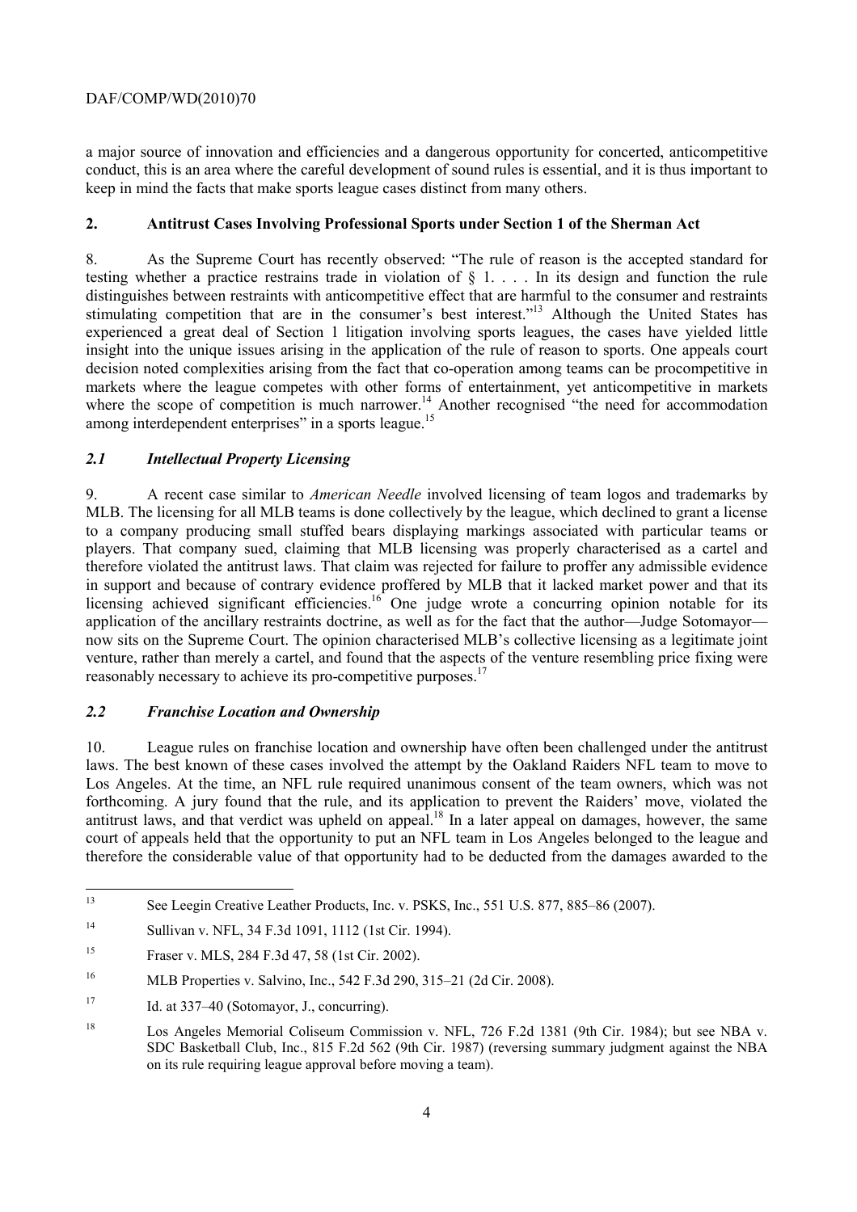a major source of innovation and efficiencies and a dangerous opportunity for concerted, anticompetitive conduct, this is an area where the careful development of sound rules is essential, and it is thus important to keep in mind the facts that make sports league cases distinct from many others.

## 2. Antitrust Cases Involving Professional Sports under Section 1 of the Sherman Act

8. As the Supreme Court has recently observed: "The rule of reason is the accepted standard for testing whether a practice restrains trade in violation of § 1. . . . In its design and function the rule distinguishes between restraints with anticompetitive effect that are harmful to the consumer and restraints stimulating competition that are in the consumer's best interest."[13] Although the United States has experienced a great deal of Section 1 litigation involving sports leagues, the cases have yielded little insight into the unique issues arising in the application of the rule of reason to sports. One appeals court decision noted complexities arising from the fact that co-operation among teams can be procompetitive in markets where the league competes with other forms of entertainment, yet anticompetitive in markets where the scope of competition is much narrower.[14] Another recognised "the need for accommodation among interdependent enterprises" in a sports league.[15]

### *2.1 Intellectual Property Licensing*

9. A recent case similar to *American Needle* involved licensing of team logos and trademarks by MLB. The licensing for all MLB teams is done collectively by the league, which declined to grant a license to a company producing small stuffed bears displaying markings associated with particular teams or players. That company sued, claiming that MLB licensing was properly characterised as a cartel and therefore violated the antitrust laws. That claim was rejected for failure to proffer any admissible evidence in support and because of contrary evidence proffered by MLB that it lacked market power and that its licensing achieved significant efficiencies.[16] One judge wrote a concurring opinion notable for its application of the ancillary restraints doctrine, as well as for the fact that the author—Judge Sotomayor—now sits on the Supreme Court. The opinion characterised MLB's collective licensing as a legitimate joint venture, rather than merely a cartel, and found that the aspects of the venture resembling price fixing were reasonably necessary to achieve its pro-competitive purposes.[17]

### *2.2 Franchise Location and Ownership*

10. League rules on franchise location and ownership have often been challenged under the antitrust laws. The best known of these cases involved the attempt by the Oakland Raiders NFL team to move to Los Angeles. At the time, an NFL rule required unanimous consent of the team owners, which was not forthcoming. A jury found that the rule, and its application to prevent the Raiders' move, violated the antitrust laws, and that verdict was upheld on appeal.[18] In a later appeal on damages, however, the same court of appeals held that the opportunity to put an NFL team in Los Angeles belonged to the league and therefore the considerable value of that opportunity had to be deducted from the damages awarded to the

---

[13] See Leegin Creative Leather Products, Inc. v. PSKS, Inc., 551 U.S. 877, 885–86 (2007).

[14] Sullivan v. NFL, 34 F.3d 1091, 1112 (1st Cir. 1994).

[15] Fraser v. MLS, 284 F.3d 47, 58 (1st Cir. 2002).

[16] MLB Properties v. Salvino, Inc., 542 F.3d 290, 315–21 (2d Cir. 2008).

[17] Id. at 337–40 (Sotomayor, J., concurring).

[18] Los Angeles Memorial Coliseum Commission v. NFL, 726 F.2d 1381 (9th Cir. 1984); but see NBA v. SDC Basketball Club, Inc., 815 F.2d 562 (9th Cir. 1987) (reversing summary judgment against the NBA on its rule requiring league approval before moving a team).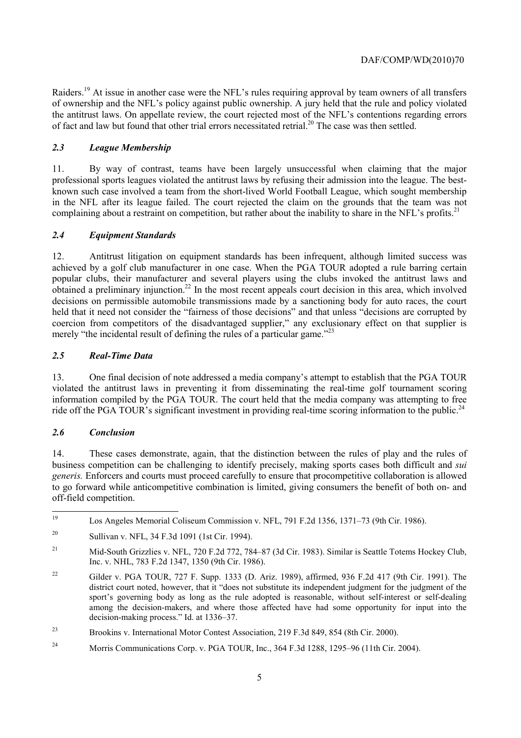Raiders.[19] At issue in another case were the NFL's rules requiring approval by team owners of all transfers of ownership and the NFL's policy against public ownership. A jury held that the rule and policy violated the antitrust laws. On appellate review, the court rejected most of the NFL's contentions regarding errors of fact and law but found that other trial errors necessitated retrial.[20] The case was then settled.

### *2.3 League Membership*

11. By way of contrast, teams have been largely unsuccessful when claiming that the major professional sports leagues violated the antitrust laws by refusing their admission into the league. The best-known such case involved a team from the short-lived World Football League, which sought membership in the NFL after its league failed. The court rejected the claim on the grounds that the team was not complaining about a restraint on competition, but rather about the inability to share in the NFL's profits.[21]

### *2.4 Equipment Standards*

12. Antitrust litigation on equipment standards has been infrequent, although limited success was achieved by a golf club manufacturer in one case. When the PGA TOUR adopted a rule barring certain popular clubs, their manufacturer and several players using the clubs invoked the antitrust laws and obtained a preliminary injunction.[22] In the most recent appeals court decision in this area, which involved decisions on permissible automobile transmissions made by a sanctioning body for auto races, the court held that it need not consider the "fairness of those decisions" and that unless "decisions are corrupted by coercion from competitors of the disadvantaged supplier," any exclusionary effect on that supplier is merely "the incidental result of defining the rules of a particular game."[23]

### *2.5 Real-Time Data*

13. One final decision of note addressed a media company's attempt to establish that the PGA TOUR violated the antitrust laws in preventing it from disseminating the real-time golf tournament scoring information compiled by the PGA TOUR. The court held that the media company was attempting to free ride off the PGA TOUR's significant investment in providing real-time scoring information to the public.[24]

### *2.6 Conclusion*

14. These cases demonstrate, again, that the distinction between the rules of play and the rules of business competition can be challenging to identify precisely, making sports cases both difficult and *sui generis.* Enforcers and courts must proceed carefully to ensure that procompetitive collaboration is allowed to go forward while anticompetitive combination is limited, giving consumers the benefit of both on- and off-field competition.

---

[19] Los Angeles Memorial Coliseum Commission v. NFL, 791 F.2d 1356, 1371–73 (9th Cir. 1986).

[20] Sullivan v. NFL, 34 F.3d 1091 (1st Cir. 1994).

[21] Mid-South Grizzlies v. NFL, 720 F.2d 772, 784–87 (3d Cir. 1983). Similar is Seattle Totems Hockey Club, Inc. v. NHL, 783 F.2d 1347, 1350 (9th Cir. 1986).

[22] Gilder v. PGA TOUR, 727 F. Supp. 1333 (D. Ariz. 1989), affirmed, 936 F.2d 417 (9th Cir. 1991). The district court noted, however, that it "does not substitute its independent judgment for the judgment of the sport's governing body as long as the rule adopted is reasonable, without self-interest or self-dealing among the decision-makers, and where those affected have had some opportunity for input into the decision-making process." Id. at 1336–37.

[23] Brookins v. International Motor Contest Association, 219 F.3d 849, 854 (8th Cir. 2000).

[24] Morris Communications Corp. v. PGA TOUR, Inc., 364 F.3d 1288, 1295–96 (11th Cir. 2004).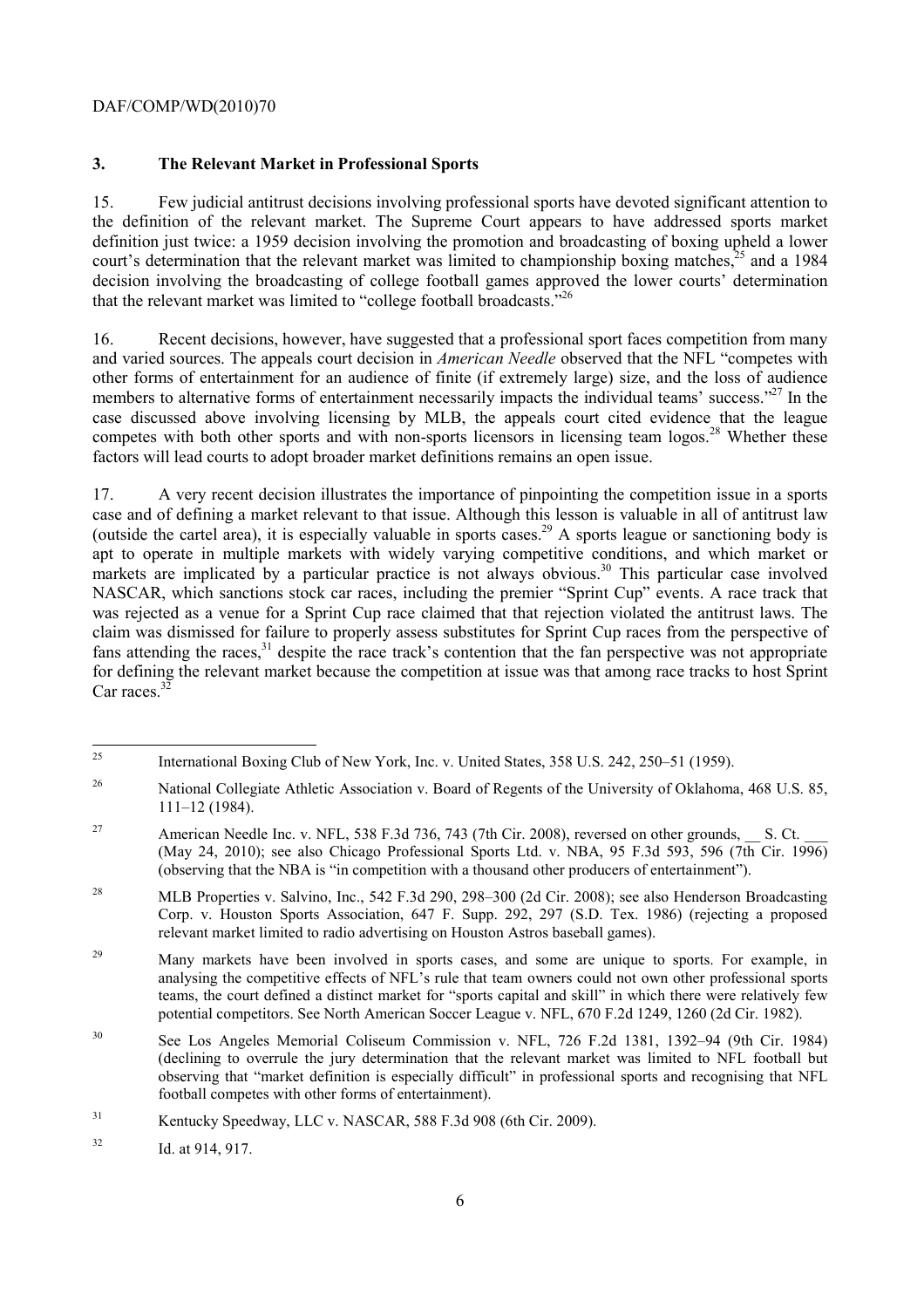### 3. The Relevant Market in Professional Sports

15. Few judicial antitrust decisions involving professional sports have devoted significant attention to the definition of the relevant market. The Supreme Court appears to have addressed sports market definition just twice: a 1959 decision involving the promotion and broadcasting of boxing upheld a lower court's determination that the relevant market was limited to championship boxing matches,[25] and a 1984 decision involving the broadcasting of college football games approved the lower courts' determination that the relevant market was limited to "college football broadcasts."[26]

16. Recent decisions, however, have suggested that a professional sport faces competition from many and varied sources. The appeals court decision in *American Needle* observed that the NFL "competes with other forms of entertainment for an audience of finite (if extremely large) size, and the loss of audience members to alternative forms of entertainment necessarily impacts the individual teams' success."[27] In the case discussed above involving licensing by MLB, the appeals court cited evidence that the league competes with both other sports and with non-sports licensors in licensing team logos.[28] Whether these factors will lead courts to adopt broader market definitions remains an open issue.

17. A very recent decision illustrates the importance of pinpointing the competition issue in a sports case and of defining a market relevant to that issue. Although this lesson is valuable in all of antitrust law (outside the cartel area), it is especially valuable in sports cases.[29] A sports league or sanctioning body is apt to operate in multiple markets with widely varying competitive conditions, and which market or markets are implicated by a particular practice is not always obvious.[30] This particular case involved NASCAR, which sanctions stock car races, including the premier "Sprint Cup" events. A race track that was rejected as a venue for a Sprint Cup race claimed that that rejection violated the antitrust laws. The claim was dismissed for failure to properly assess substitutes for Sprint Cup races from the perspective of fans attending the races,[31] despite the race track's contention that the fan perspective was not appropriate for defining the relevant market because the competition at issue was that among race tracks to host Sprint Car races.[32]

---

[25] International Boxing Club of New York, Inc. v. United States, 358 U.S. 242, 250–51 (1959).

[26] National Collegiate Athletic Association v. Board of Regents of the University of Oklahoma, 468 U.S. 85, 111–12 (1984).

[27] American Needle Inc. v. NFL, 538 F.3d 736, 743 (7th Cir. 2008), reversed on other grounds, __ S. Ct. ___ (May 24, 2010); see also Chicago Professional Sports Ltd. v. NBA, 95 F.3d 593, 596 (7th Cir. 1996) (observing that the NBA is "in competition with a thousand other producers of entertainment").

[28] MLB Properties v. Salvino, Inc., 542 F.3d 290, 298–300 (2d Cir. 2008); see also Henderson Broadcasting Corp. v. Houston Sports Association, 647 F. Supp. 292, 297 (S.D. Tex. 1986) (rejecting a proposed relevant market limited to radio advertising on Houston Astros baseball games).

[29] Many markets have been involved in sports cases, and some are unique to sports. For example, in analysing the competitive effects of NFL's rule that team owners could not own other professional sports teams, the court defined a distinct market for "sports capital and skill" in which there were relatively few potential competitors. See North American Soccer League v. NFL, 670 F.2d 1249, 1260 (2d Cir. 1982).

[30] See Los Angeles Memorial Coliseum Commission v. NFL, 726 F.2d 1381, 1392–94 (9th Cir. 1984) (declining to overrule the jury determination that the relevant market was limited to NFL football but observing that "market definition is especially difficult" in professional sports and recognising that NFL football competes with other forms of entertainment).

[31] Kentucky Speedway, LLC v. NASCAR, 588 F.3d 908 (6th Cir. 2009).

[32] Id. at 914, 917.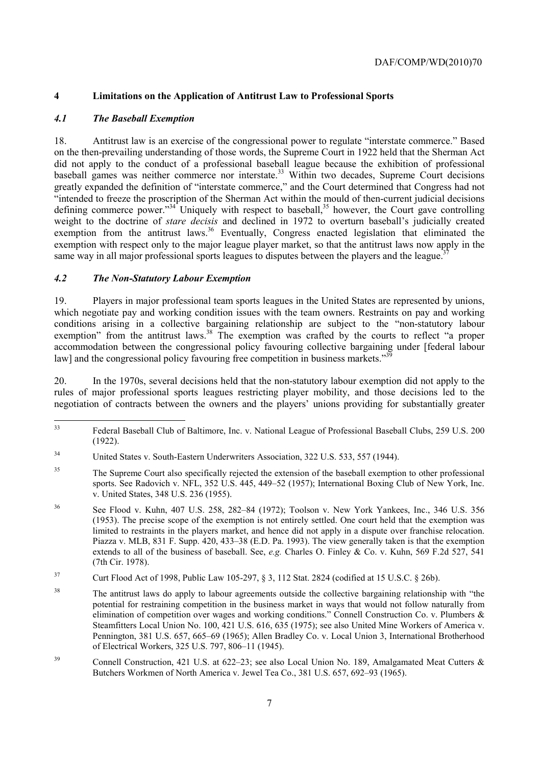## 4 Limitations on the Application of Antitrust Law to Professional Sports

### *4.1 The Baseball Exemption*

18. Antitrust law is an exercise of the congressional power to regulate "interstate commerce." Based on the then-prevailing understanding of those words, the Supreme Court in 1922 held that the Sherman Act did not apply to the conduct of a professional baseball league because the exhibition of professional baseball games was neither commerce nor interstate.[33] Within two decades, Supreme Court decisions greatly expanded the definition of "interstate commerce," and the Court determined that Congress had not "intended to freeze the proscription of the Sherman Act within the mould of then-current judicial decisions defining commerce power."[34] Uniquely with respect to baseball,[35] however, the Court gave controlling weight to the doctrine of *stare decisis* and declined in 1972 to overturn baseball's judicially created exemption from the antitrust laws.[36] Eventually, Congress enacted legislation that eliminated the exemption with respect only to the major league player market, so that the antitrust laws now apply in the same way in all major professional sports leagues to disputes between the players and the league.[37]

### *4.2 The Non-Statutory Labour Exemption*

19. Players in major professional team sports leagues in the United States are represented by unions, which negotiate pay and working condition issues with the team owners. Restraints on pay and working conditions arising in a collective bargaining relationship are subject to the "non-statutory labour exemption" from the antitrust laws.[38] The exemption was crafted by the courts to reflect "a proper accommodation between the congressional policy favouring collective bargaining under [federal labour law] and the congressional policy favouring free competition in business markets."[39]

20. In the 1970s, several decisions held that the non-statutory labour exemption did not apply to the rules of major professional sports leagues restricting player mobility, and those decisions led to the negotiation of contracts between the owners and the players' unions providing for substantially greater

---

[33] Federal Baseball Club of Baltimore, Inc. v. National League of Professional Baseball Clubs, 259 U.S. 200 (1922).

[34] United States v. South-Eastern Underwriters Association, 322 U.S. 533, 557 (1944).

[35] The Supreme Court also specifically rejected the extension of the baseball exemption to other professional sports. See Radovich v. NFL, 352 U.S. 445, 449–52 (1957); International Boxing Club of New York, Inc. v. United States, 348 U.S. 236 (1955).

[36] See Flood v. Kuhn, 407 U.S. 258, 282–84 (1972); Toolson v. New York Yankees, Inc., 346 U.S. 356 (1953). The precise scope of the exemption is not entirely settled. One court held that the exemption was limited to restraints in the players market, and hence did not apply in a dispute over franchise relocation. Piazza v. MLB, 831 F. Supp. 420, 433–38 (E.D. Pa. 1993). The view generally taken is that the exemption extends to all of the business of baseball. See, *e.g.* Charles O. Finley & Co. v. Kuhn, 569 F.2d 527, 541 (7th Cir. 1978).

[37] Curt Flood Act of 1998, Public Law 105-297, § 3, 112 Stat. 2824 (codified at 15 U.S.C. § 26b).

[38] The antitrust laws do apply to labour agreements outside the collective bargaining relationship with "the potential for restraining competition in the business market in ways that would not follow naturally from elimination of competition over wages and working conditions." Connell Construction Co. v. Plumbers & Steamfitters Local Union No. 100, 421 U.S. 616, 635 (1975); see also United Mine Workers of America v. Pennington, 381 U.S. 657, 665–69 (1965); Allen Bradley Co. v. Local Union 3, International Brotherhood of Electrical Workers, 325 U.S. 797, 806–11 (1945).

[39] Connell Construction, 421 U.S. at 622–23; see also Local Union No. 189, Amalgamated Meat Cutters & Butchers Workmen of North America v. Jewel Tea Co., 381 U.S. 657, 692–93 (1965).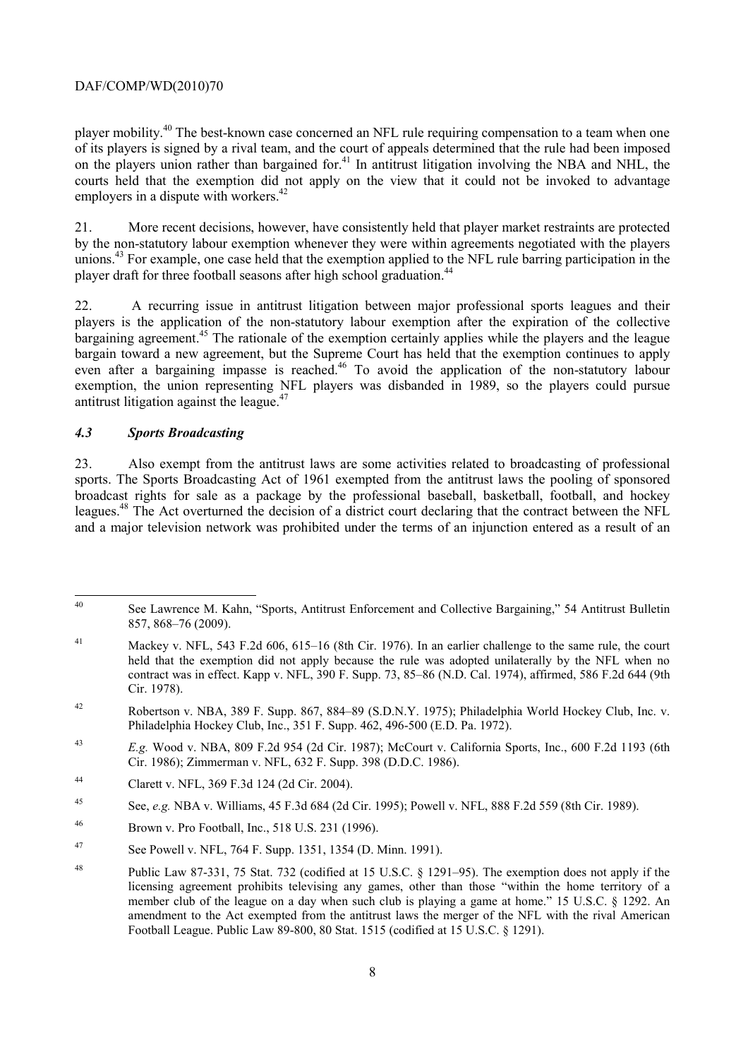player mobility.[40] The best-known case concerned an NFL rule requiring compensation to a team when one of its players is signed by a rival team, and the court of appeals determined that the rule had been imposed on the players union rather than bargained for.[41] In antitrust litigation involving the NBA and NHL, the courts held that the exemption did not apply on the view that it could not be invoked to advantage employers in a dispute with workers.[42]

21. More recent decisions, however, have consistently held that player market restraints are protected by the non-statutory labour exemption whenever they were within agreements negotiated with the players unions.[43] For example, one case held that the exemption applied to the NFL rule barring participation in the player draft for three football seasons after high school graduation.[44]

22. A recurring issue in antitrust litigation between major professional sports leagues and their players is the application of the non-statutory labour exemption after the expiration of the collective bargaining agreement.[45] The rationale of the exemption certainly applies while the players and the league bargain toward a new agreement, but the Supreme Court has held that the exemption continues to apply even after a bargaining impasse is reached.[46] To avoid the application of the non-statutory labour exemption, the union representing NFL players was disbanded in 1989, so the players could pursue antitrust litigation against the league.[47]

### *4.3 Sports Broadcasting*

23. Also exempt from the antitrust laws are some activities related to broadcasting of professional sports. The Sports Broadcasting Act of 1961 exempted from the antitrust laws the pooling of sponsored broadcast rights for sale as a package by the professional baseball, basketball, football, and hockey leagues.[48] The Act overturned the decision of a district court declaring that the contract between the NFL and a major television network was prohibited under the terms of an injunction entered as a result of an

---

[40] See Lawrence M. Kahn, "Sports, Antitrust Enforcement and Collective Bargaining," 54 Antitrust Bulletin 857, 868–76 (2009).

[41] Mackey v. NFL, 543 F.2d 606, 615–16 (8th Cir. 1976). In an earlier challenge to the same rule, the court held that the exemption did not apply because the rule was adopted unilaterally by the NFL when no contract was in effect. Kapp v. NFL, 390 F. Supp. 73, 85–86 (N.D. Cal. 1974), affirmed, 586 F.2d 644 (9th Cir. 1978).

[42] Robertson v. NBA, 389 F. Supp. 867, 884–89 (S.D.N.Y. 1975); Philadelphia World Hockey Club, Inc. v. Philadelphia Hockey Club, Inc., 351 F. Supp. 462, 496-500 (E.D. Pa. 1972).

[43] *E.g.* Wood v. NBA, 809 F.2d 954 (2d Cir. 1987); McCourt v. California Sports, Inc., 600 F.2d 1193 (6th Cir. 1986); Zimmerman v. NFL, 632 F. Supp. 398 (D.D.C. 1986).

[44] Clarett v. NFL, 369 F.3d 124 (2d Cir. 2004).

[45] See, *e.g.* NBA v. Williams, 45 F.3d 684 (2d Cir. 1995); Powell v. NFL, 888 F.2d 559 (8th Cir. 1989).

[46] Brown v. Pro Football, Inc., 518 U.S. 231 (1996).

[47] See Powell v. NFL, 764 F. Supp. 1351, 1354 (D. Minn. 1991).

[48] Public Law 87-331, 75 Stat. 732 (codified at 15 U.S.C. § 1291–95). The exemption does not apply if the licensing agreement prohibits televising any games, other than those "within the home territory of a member club of the league on a day when such club is playing a game at home." 15 U.S.C. § 1292. An amendment to the Act exempted from the antitrust laws the merger of the NFL with the rival American Football League. Public Law 89-800, 80 Stat. 1515 (codified at 15 U.S.C. § 1291).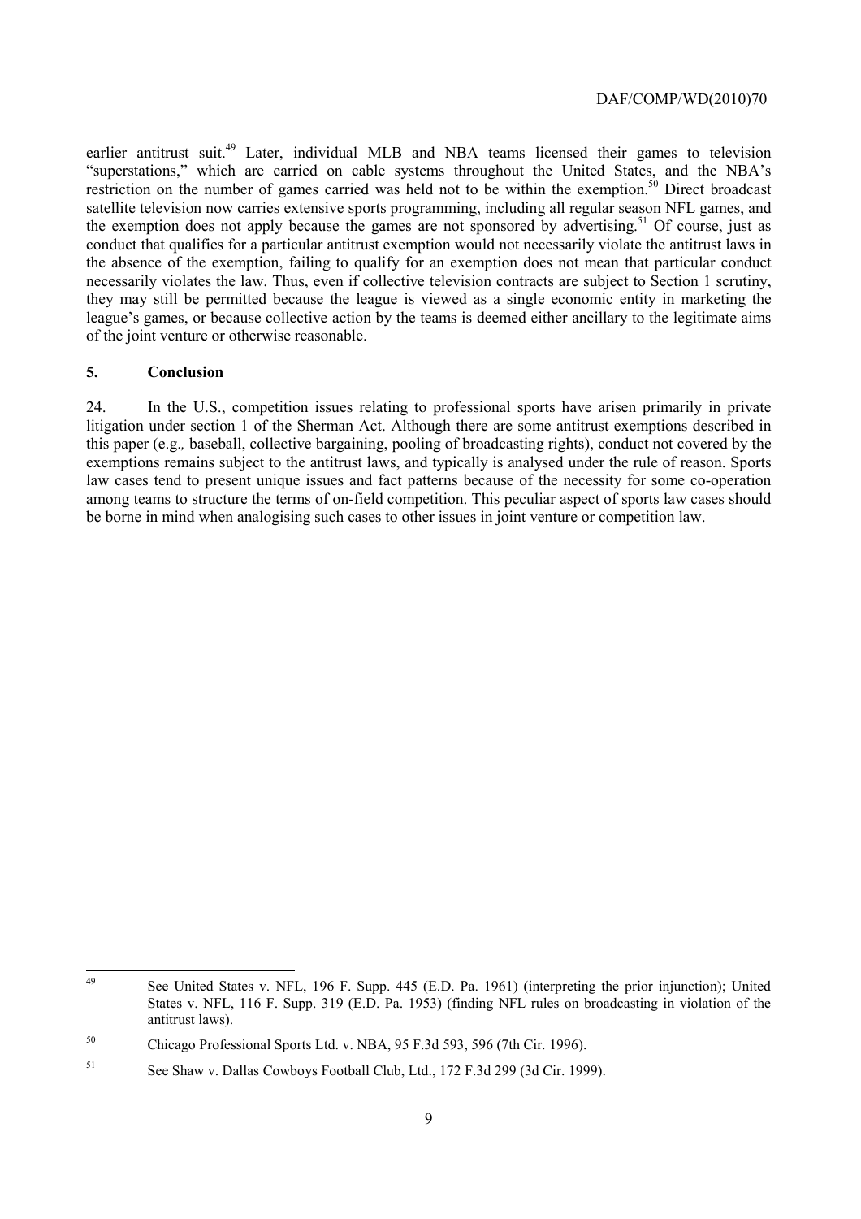earlier antitrust suit.[49] Later, individual MLB and NBA teams licensed their games to television "superstations," which are carried on cable systems throughout the United States, and the NBA's restriction on the number of games carried was held not to be within the exemption.[50] Direct broadcast satellite television now carries extensive sports programming, including all regular season NFL games, and the exemption does not apply because the games are not sponsored by advertising.[51] Of course, just as conduct that qualifies for a particular antitrust exemption would not necessarily violate the antitrust laws in the absence of the exemption, failing to qualify for an exemption does not mean that particular conduct necessarily violates the law. Thus, even if collective television contracts are subject to Section 1 scrutiny, they may still be permitted because the league is viewed as a single economic entity in marketing the league's games, or because collective action by the teams is deemed either ancillary to the legitimate aims of the joint venture or otherwise reasonable.

## 5. Conclusion

24. In the U.S., competition issues relating to professional sports have arisen primarily in private litigation under section 1 of the Sherman Act. Although there are some antitrust exemptions described in this paper (e.g., baseball, collective bargaining, pooling of broadcasting rights), conduct not covered by the exemptions remains subject to the antitrust laws, and typically is analysed under the rule of reason. Sports law cases tend to present unique issues and fact patterns because of the necessity for some co-operation among teams to structure the terms of on-field competition. This peculiar aspect of sports law cases should be borne in mind when analogising such cases to other issues in joint venture or competition law.

---

[49] See United States v. NFL, 196 F. Supp. 445 (E.D. Pa. 1961) (interpreting the prior injunction); United States v. NFL, 116 F. Supp. 319 (E.D. Pa. 1953) (finding NFL rules on broadcasting in violation of the antitrust laws).

[50] Chicago Professional Sports Ltd. v. NBA, 95 F.3d 593, 596 (7th Cir. 1996).

[51] See Shaw v. Dallas Cowboys Football Club, Ltd., 172 F.3d 299 (3d Cir. 1999).